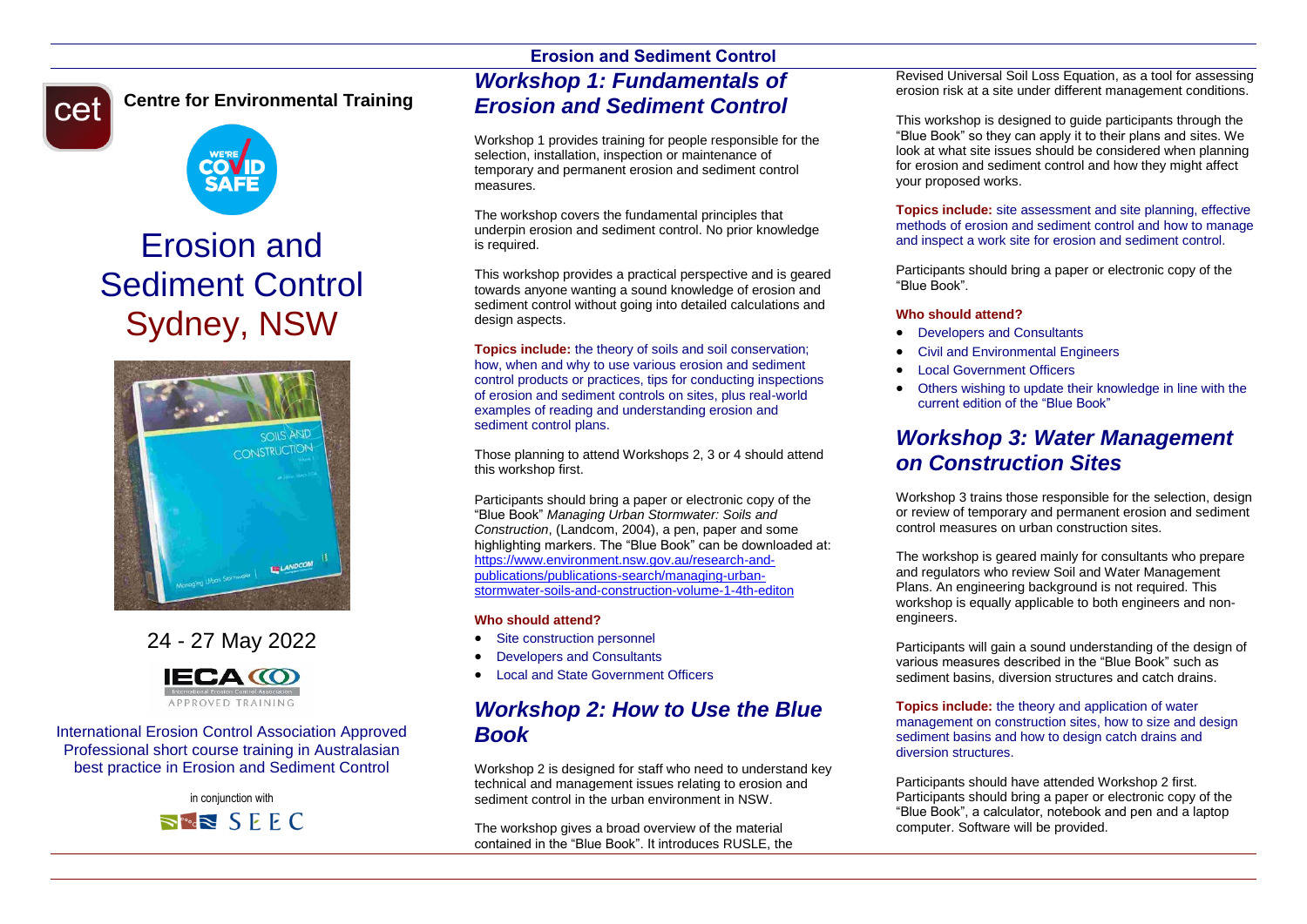**Centre for Environmental Training**

# Erosion and Sediment Control Sydney, NSW

24 - 27 May 2022

International Erosion Control Association Approved Professional short course training in Australasian best practice in Erosion and Sediment Control

in conjunction with SEEC

## Erosion and Sediment Control

## *Workshop 1: Fundamentals of Erosion and Sediment Control*

Workshop 1 provides training for people responsible for the selection, installation, inspection or maintenance of temporary and permanent erosion and sediment control measures.

The workshop covers the fundamental principles that underpin erosion and sediment control. No prior knowledge is required.

This workshop provides a practical perspective and is geared towards anyone wanting a sound knowledge of erosion and sediment control without going into detailed calculations and design aspects.

**Topics include:** the theory of soils and soil conservation; how, when and why to use various erosion and sediment control products or practices, tips for conducting inspections of erosion and sediment controls on sites, plus real-world examples of reading and understanding erosion and sediment control plans.

Those planning to attend Workshops 2, 3 or 4 should attend this workshop first.

Participants should bring a paper or electronic copy of the "Blue Book" *Managing Urban Stormwater: Soils and Construction*, (Landcom, 2004), a pen, paper and some highlighting markers. The "Blue Book" can be downloaded at: https://www.environment.nsw.gov.au/research-and-publications/publications-search/managing-urban-stormwater-soils-and-construction-volume-1-4th-editon

**Who should attend?**

- Site construction personnel
- Developers and Consultants
- Local and State Government Officers

## *Workshop 2: How to Use the Blue Book*

Workshop 2 is designed for staff who need to understand key technical and management issues relating to erosion and sediment control in the urban environment in NSW.

The workshop gives a broad overview of the material contained in the "Blue Book". It introduces RUSLE, the Revised Universal Soil Loss Equation, as a tool for assessing erosion risk at a site under different management conditions.

This workshop is designed to guide participants through the "Blue Book" so they can apply it to their plans and sites. We look at what site issues should be considered when planning for erosion and sediment control and how they might affect your proposed works.

**Topics include:** site assessment and site planning, effective methods of erosion and sediment control and how to manage and inspect a work site for erosion and sediment control.

Participants should bring a paper or electronic copy of the "Blue Book".

**Who should attend?**

- Developers and Consultants
- Civil and Environmental Engineers
- Local Government Officers
- Others wishing to update their knowledge in line with the current edition of the "Blue Book"

## *Workshop 3: Water Management on Construction Sites*

Workshop 3 trains those responsible for the selection, design or review of temporary and permanent erosion and sediment control measures on urban construction sites.

The workshop is geared mainly for consultants who prepare and regulators who review Soil and Water Management Plans. An engineering background is not required. This workshop is equally applicable to both engineers and non-engineers.

Participants will gain a sound understanding of the design of various measures described in the "Blue Book" such as sediment basins, diversion structures and catch drains.

**Topics include:** the theory and application of water management on construction sites, how to size and design sediment basins and how to design catch drains and diversion structures.

Participants should have attended Workshop 2 first. Participants should bring a paper or electronic copy of the "Blue Book", a calculator, notebook and pen and a laptop computer. Software will be provided.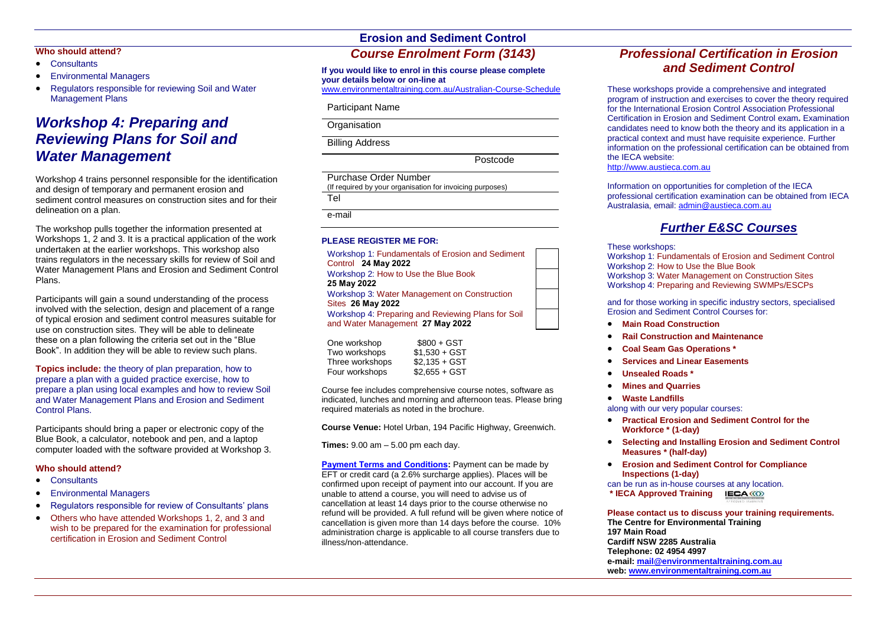## Who should attend?

- Consultants
- Environmental Managers
- Regulators responsible for reviewing Soil and Water Management Plans

# *Workshop 4: Preparing and Reviewing Plans for Soil and Water Management*

Workshop 4 trains personnel responsible for the identification and design of temporary and permanent erosion and sediment control measures on construction sites and for their delineation on a plan.

The workshop pulls together the information presented at Workshops 1, 2 and 3. It is a practical application of the work undertaken at the earlier workshops. This workshop also trains regulators in the necessary skills for review of Soil and Water Management Plans and Erosion and Sediment Control Plans.

Participants will gain a sound understanding of the process involved with the selection, design and placement of a range of typical erosion and sediment control measures suitable for use on construction sites. They will be able to delineate these on a plan following the criteria set out in the "Blue Book". In addition they will be able to review such plans.

**Topics include:** the theory of plan preparation, how to prepare a plan with a guided practice exercise, how to prepare a plan using local examples and how to review Soil and Water Management Plans and Erosion and Sediment Control Plans.

Participants should bring a paper or electronic copy of the Blue Book, a calculator, notebook and pen, and a laptop computer loaded with the software provided at Workshop 3.

### Who should attend?

- Consultants
- Environmental Managers
- Regulators responsible for review of Consultants' plans
- Others who have attended Workshops 1, 2, and 3 and wish to be prepared for the examination for professional certification in Erosion and Sediment Control

## Erosion and Sediment Control

## *Course Enrolment Form (3143)*

**If you would like to enrol in this course please complete your details below or on-line at**
www.environmentaltraining.com.au/Australian-Course-Schedule

Participant Name

Organisation

Billing Address

Postcode

Purchase Order Number
(If required by your organisation for invoicing purposes)

Tel

e-mail

### PLEASE REGISTER ME FOR:

| | |
|---|---|
| Workshop 1: Fundamentals of Erosion and Sediment Control **24 May 2022** | ☐ |
| Workshop 2: How to Use the Blue Book **25 May 2022** | ☐ |
| Workshop 3: Water Management on Construction Sites **26 May 2022** | ☐ |
| Workshop 4: Preparing and Reviewing Plans for Soil and Water Management **27 May 2022** | ☐ |

| | |
|---|---|
| One workshop | $800 + GST |
| Two workshops | $1,530 + GST |
| Three workshops | $2,135 + GST |
| Four workshops | $2,655 + GST |

Course fee includes comprehensive course notes, software as indicated, lunches and morning and afternoon teas. Please bring required materials as noted in the brochure.

**Course Venue:** Hotel Urban, 194 Pacific Highway, Greenwich.

**Times:** 9.00 am – 5.00 pm each day.

**Payment Terms and Conditions:** Payment can be made by EFT or credit card (a 2.6% surcharge applies). Places will be confirmed upon receipt of payment into our account. If you are unable to attend a course, you will need to advise us of cancellation at least 14 days prior to the course otherwise no refund will be provided. A full refund will be given where notice of cancellation is given more than 14 days before the course. 10% administration charge is applicable to all course transfers due to illness/non-attendance.

## *Professional Certification in Erosion and Sediment Control*

These workshops provide a comprehensive and integrated program of instruction and exercises to cover the theory required for the International Erosion Control Association Professional Certification in Erosion and Sediment Control exam**.** Examination candidates need to know both the theory and its application in a practical context and must have requisite experience. Further information on the professional certification can be obtained from the IECA website:
http://www.austieca.com.au

Information on opportunities for completion of the IECA professional certification examination can be obtained from IECA Australasia, email: admin@austieca.com.au

## *Further E&SC Courses*

These workshops:
Workshop 1: Fundamentals of Erosion and Sediment Control
Workshop 2: How to Use the Blue Book
Workshop 3: Water Management on Construction Sites
Workshop 4: Preparing and Reviewing SWMPs/ESCPs

and for those working in specific industry sectors, specialised Erosion and Sediment Control Courses for:

- **Main Road Construction**
- **Rail Construction and Maintenance**
- **Coal Seam Gas Operations ***
- **Services and Linear Easements**
- **Unsealed Roads ***
- **Mines and Quarries**
- **Waste Landfills**

along with our very popular courses:

- **Practical Erosion and Sediment Control for the Workforce * (1-day)**
- **Selecting and Installing Erosion and Sediment Control Measures * (half-day)**
- **Erosion and Sediment Control for Compliance Inspections (1-day)**

can be run as in-house courses at any location.
**\* IECA Approved Training**

**Please contact us to discuss your training requirements.**
**The Centre for Environmental Training**
**197 Main Road**
**Cardiff NSW 2285 Australia**
**Telephone: 02 4954 4997**
**e-mail: mail@environmentaltraining.com.au**
**web: www.environmentaltraining.com.au**